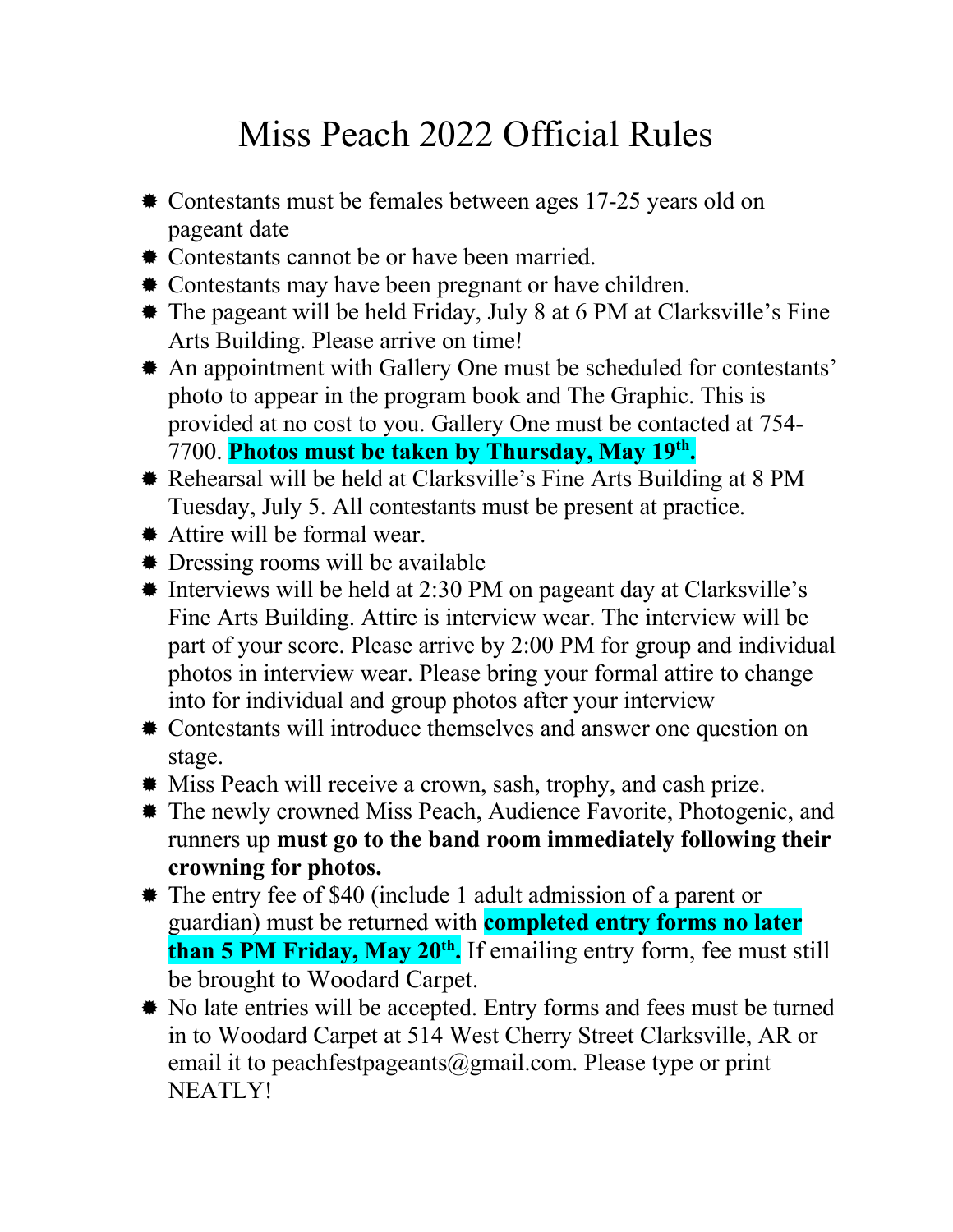# Miss Peach 2022 Official Rules

- Contestants must be females between ages 17-25 years old on pageant date
- Contestants cannot be or have been married.
- Contestants may have been pregnant or have children.
- The pageant will be held Friday, July 8 at 6 PM at Clarksville's Fine Arts Building. Please arrive on time!
- An appointment with Gallery One must be scheduled for contestants' photo to appear in the program book and The Graphic. This is provided at no cost to you. Gallery One must be contacted at 754-7700. **Photos must be taken by Thursday, May 19th.**
- Rehearsal will be held at Clarksville's Fine Arts Building at 8 PM Tuesday, July 5. All contestants must be present at practice.
- Attire will be formal wear.
- Dressing rooms will be available
- Interviews will be held at 2:30 PM on pageant day at Clarksville's Fine Arts Building. Attire is interview wear. The interview will be part of your score. Please arrive by 2:00 PM for group and individual photos in interview wear. Please bring your formal attire to change into for individual and group photos after your interview
- Contestants will introduce themselves and answer one question on stage.
- Miss Peach will receive a crown, sash, trophy, and cash prize.
- The newly crowned Miss Peach, Audience Favorite, Photogenic, and runners up **must go to the band room immediately following their crowning for photos.**
- The entry fee of $40 (include 1 adult admission of a parent or guardian) must be returned with **completed entry forms no later than 5 PM Friday, May 20th.** If emailing entry form, fee must still be brought to Woodard Carpet.
- No late entries will be accepted. Entry forms and fees must be turned in to Woodard Carpet at 514 West Cherry Street Clarksville, AR or email it to peachfestpageants@gmail.com. Please type or print NEATLY!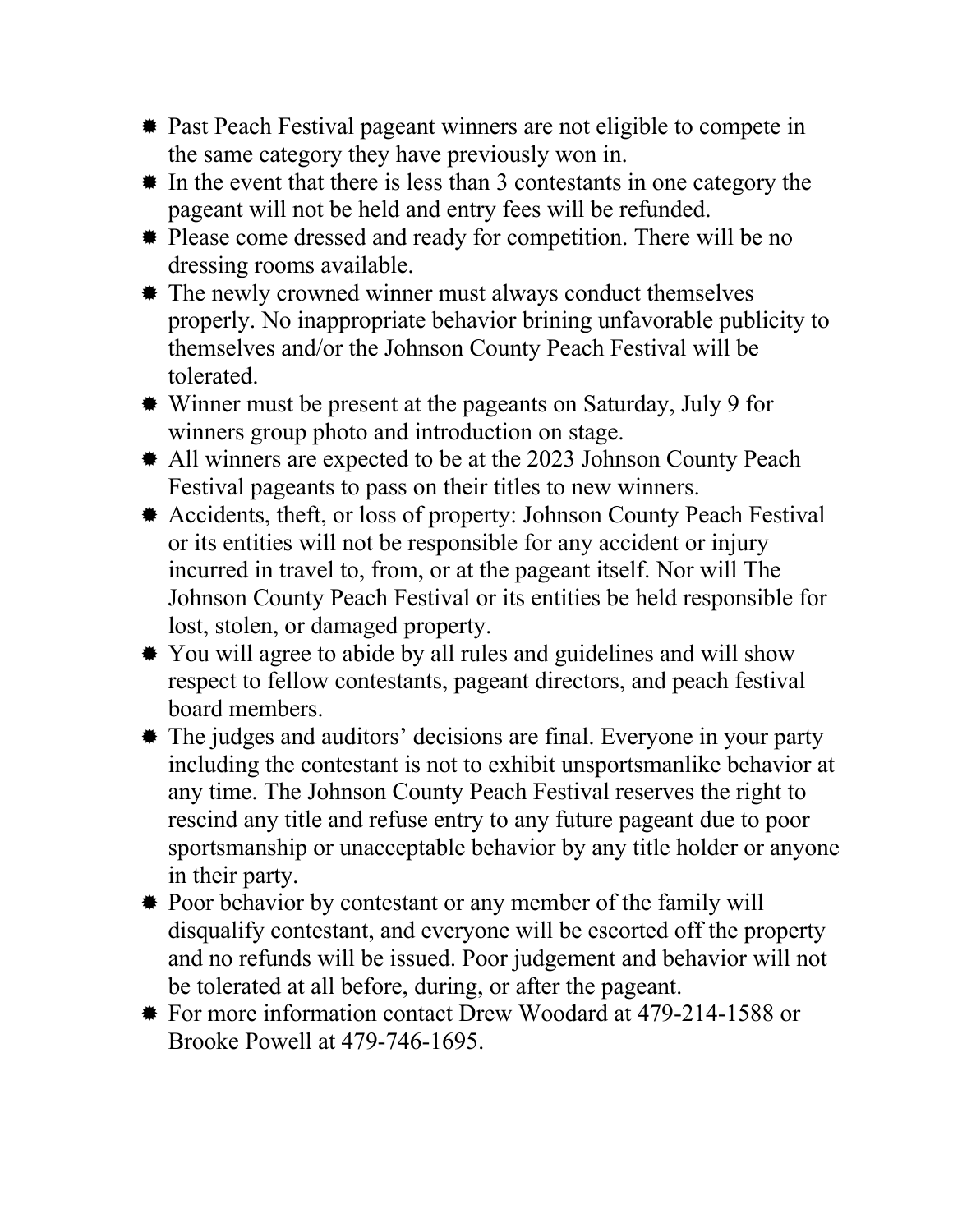- Past Peach Festival pageant winners are not eligible to compete in the same category they have previously won in.
- In the event that there is less than 3 contestants in one category the pageant will not be held and entry fees will be refunded.
- Please come dressed and ready for competition. There will be no dressing rooms available.
- The newly crowned winner must always conduct themselves properly. No inappropriate behavior brining unfavorable publicity to themselves and/or the Johnson County Peach Festival will be tolerated.
- Winner must be present at the pageants on Saturday, July 9 for winners group photo and introduction on stage.
- All winners are expected to be at the 2023 Johnson County Peach Festival pageants to pass on their titles to new winners.
- Accidents, theft, or loss of property: Johnson County Peach Festival or its entities will not be responsible for any accident or injury incurred in travel to, from, or at the pageant itself. Nor will The Johnson County Peach Festival or its entities be held responsible for lost, stolen, or damaged property.
- You will agree to abide by all rules and guidelines and will show respect to fellow contestants, pageant directors, and peach festival board members.
- The judges and auditors' decisions are final. Everyone in your party including the contestant is not to exhibit unsportsmanlike behavior at any time. The Johnson County Peach Festival reserves the right to rescind any title and refuse entry to any future pageant due to poor sportsmanship or unacceptable behavior by any title holder or anyone in their party.
- Poor behavior by contestant or any member of the family will disqualify contestant, and everyone will be escorted off the property and no refunds will be issued. Poor judgement and behavior will not be tolerated at all before, during, or after the pageant.
- For more information contact Drew Woodard at 479-214-1588 or Brooke Powell at 479-746-1695.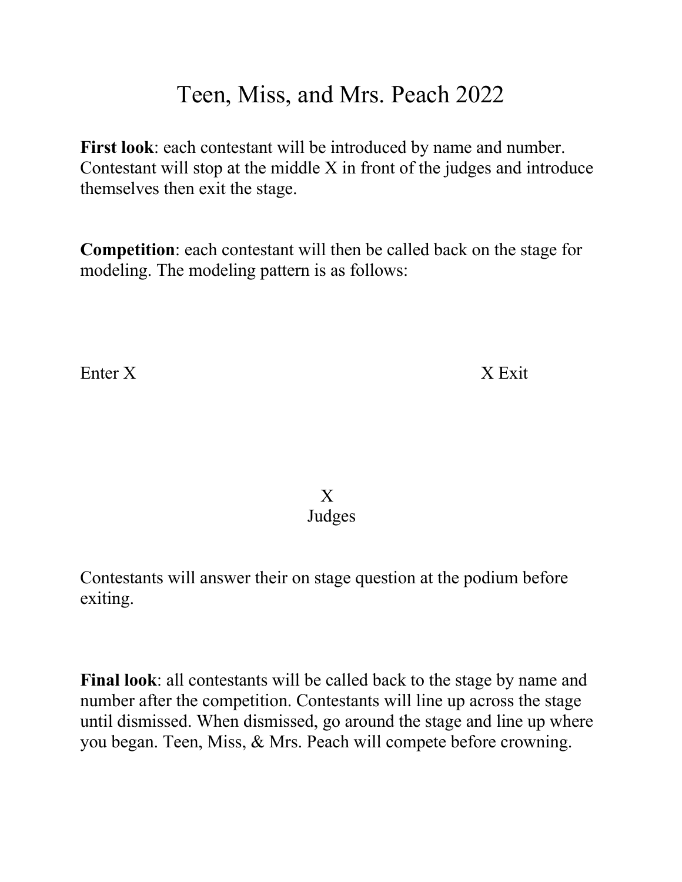# Teen, Miss, and Mrs. Peach 2022

**First look**: each contestant will be introduced by name and number. Contestant will stop at the middle X in front of the judges and introduce themselves then exit the stage.

**Competition**: each contestant will then be called back on the stage for modeling. The modeling pattern is as follows:

Enter X                                                                X Exit

X
Judges

Contestants will answer their on stage question at the podium before exiting.

**Final look**: all contestants will be called back to the stage by name and number after the competition. Contestants will line up across the stage until dismissed. When dismissed, go around the stage and line up where you began. Teen, Miss, & Mrs. Peach will compete before crowning.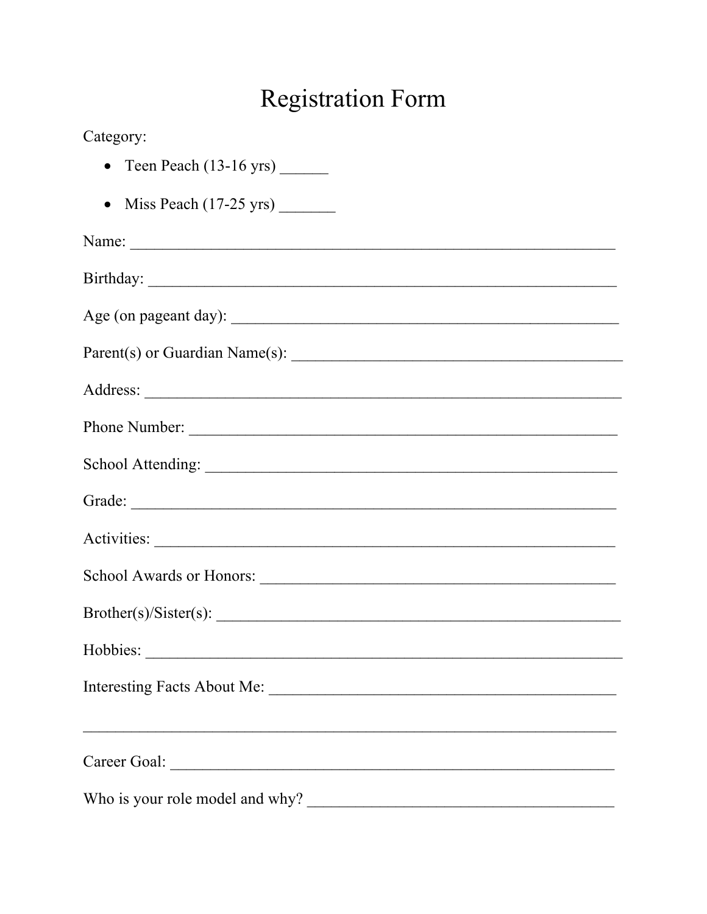# Registration Form

Category:

- Teen Peach (13-16 yrs) ______
- Miss Peach (17-25 yrs) _______

Name: ___________________________________________________________

Birthday: _________________________________________________________

Age (on pageant day): ______________________________________________

Parent(s) or Guardian Name(s): _______________________________________

Address: _________________________________________________________

Phone Number: ____________________________________________________

School Attending: __________________________________________________

Grade: ___________________________________________________________

Activities: ________________________________________________________

School Awards or Honors: ____________________________________________

Brother(s)/Sister(s): _________________________________________________

Hobbies: _________________________________________________________

Interesting Facts About Me: __________________________________________

__________________________________________________________________

Career Goal: _______________________________________________________

Who is your role model and why? ______________________________________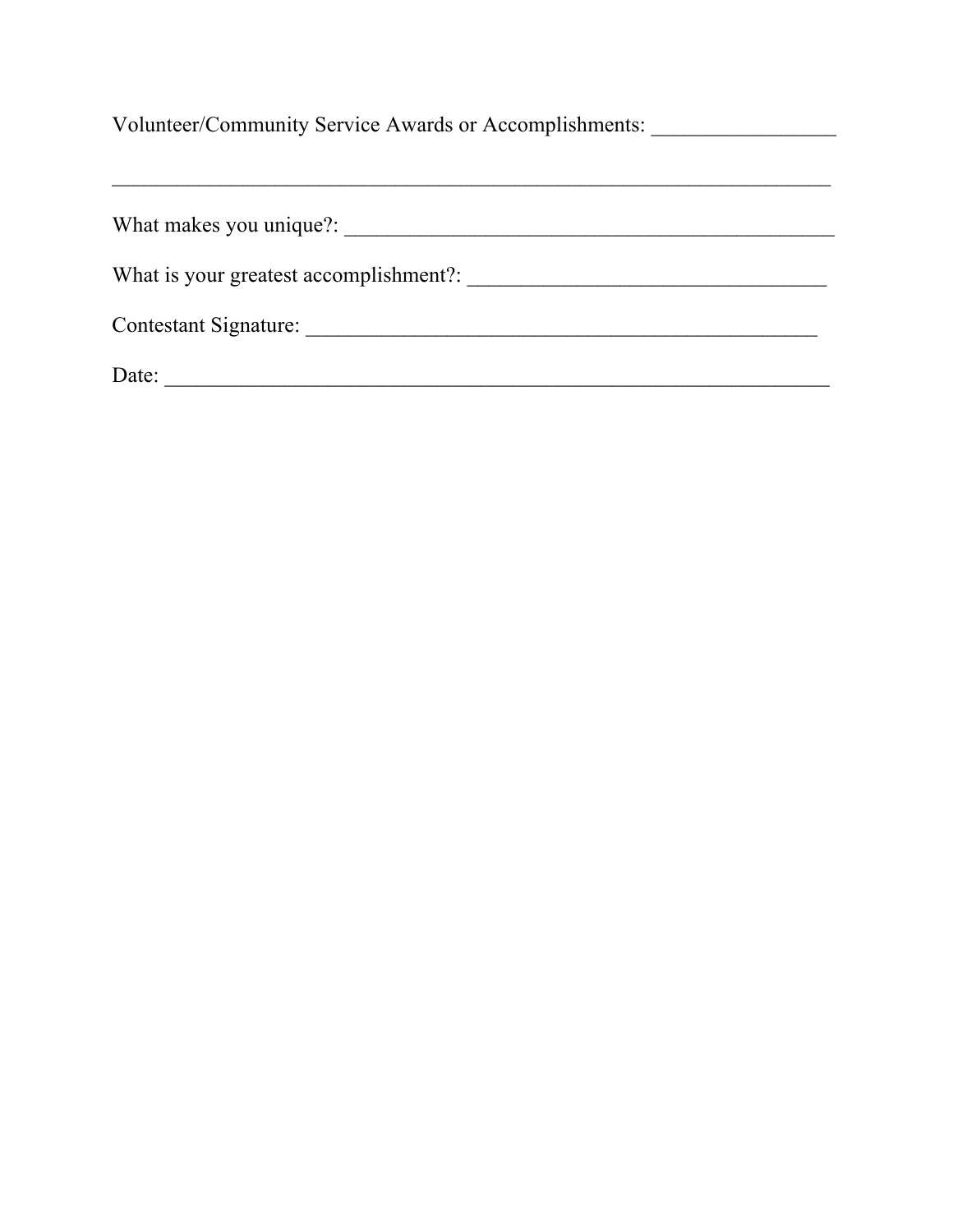Volunteer/Community Service Awards or Accomplishments: _________________

___________________________________________________________________

What makes you unique?: _____________________________________________

What is your greatest accomplishment?: _________________________________

Contestant Signature: _______________________________________________

Date: _____________________________________________________________